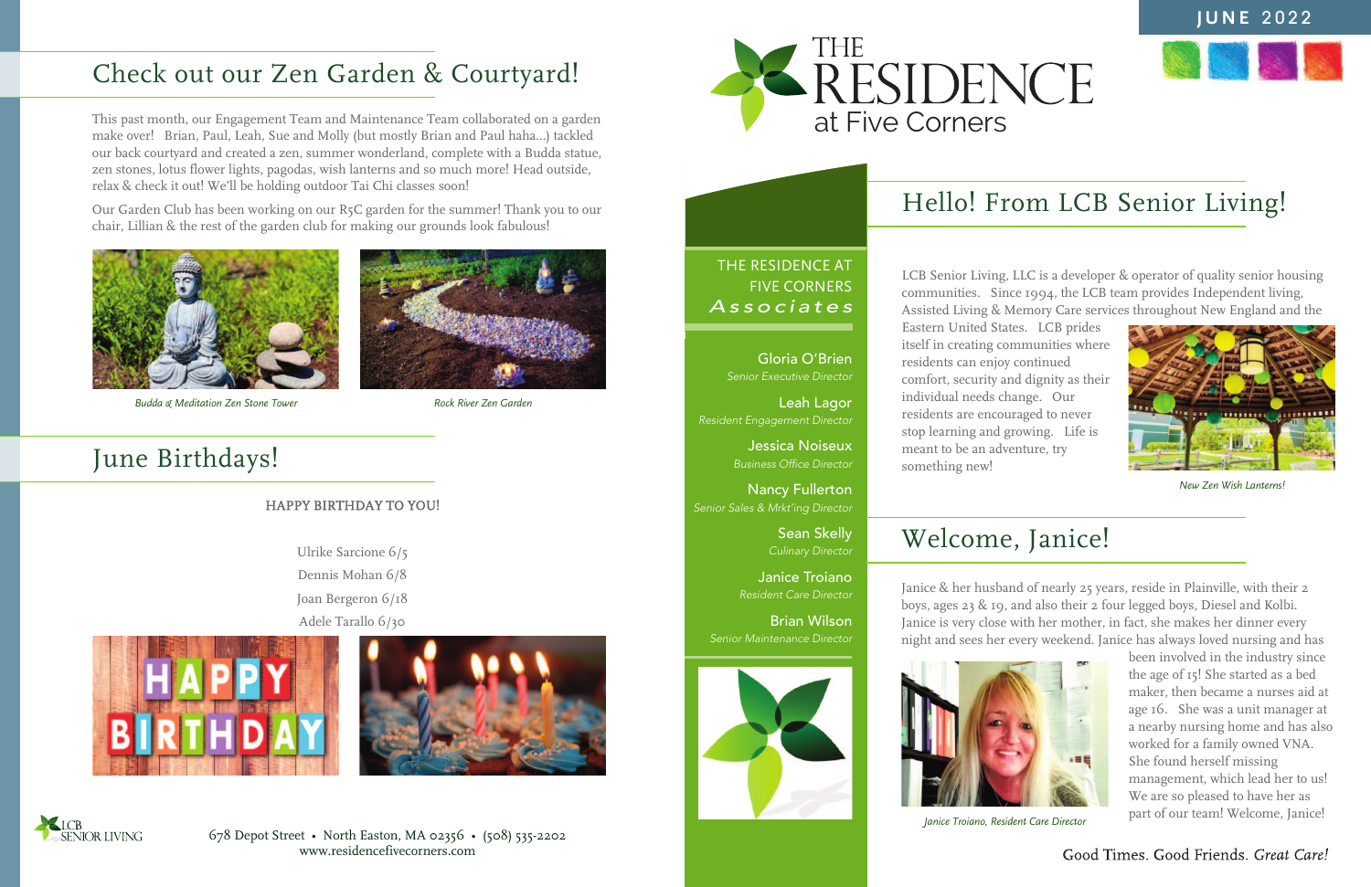# THE RESIDENCE at Five Corners

JUNE 2022

## Check out our Zen Garden & Courtyard!

This past month, our Engagement Team and Maintenance Team collaborated on a garden make over! Brian, Paul, Leah, Sue and Molly (but mostly Brian and Paul haha...) tackled our back courtyard and created a zen, summer wonderland, complete with a Budda statue, zen stones, lotus flower lights, pagodas, wish lanterns and so much more! Head outside, relax & check it out! We'll be holding outdoor Tai Chi classes soon!

Our Garden Club has been working on our R5C garden for the summer! Thank you to our chair, Lillian & the rest of the garden club for making our grounds look fabulous!

*Budda & Meditation Zen Stone Tower*

*Rock River Zen Garden*

## June Birthdays!

HAPPY BIRTHDAY TO YOU!

Ulrike Sarcione 6/5
Dennis Mohan 6/8
Joan Bergeron 6/18
Adele Tarallo 6/30

LCB SENIOR LIVING

678 Depot Street • North Easton, MA 02356 • (508) 535-2202
www.residencefivecorners.com

### THE RESIDENCE AT FIVE CORNERS *Associates*

**Gloria O'Brien**
*Senior Executive Director*

**Leah Lagor**
*Resident Engagement Director*

**Jessica Noiseux**
*Business Office Director*

**Nancy Fullerton**
*Senior Sales & Mrkt'ing Director*

**Sean Skelly**
*Culinary Director*

**Janice Troiano**
*Resident Care Director*

**Brian Wilson**
*Senior Maintenance Director*

## Hello! From LCB Senior Living!

LCB Senior Living, LLC is a developer & operator of quality senior housing communities. Since 1994, the LCB team provides Independent living, Assisted Living & Memory Care services throughout New England and the Eastern United States. LCB prides itself in creating communities where residents can enjoy continued comfort, security and dignity as their individual needs change. Our residents are encouraged to never stop learning and growing. Life is meant to be an adventure, try something new!

*New Zen Wish Lanterns!*

## Welcome, Janice!

Janice & her husband of nearly 25 years, reside in Plainville, with their 2 boys, ages 23 & 19, and also their 2 four legged boys, Diesel and Kolbi. Janice is very close with her mother, in fact, she makes her dinner every night and sees her every weekend. Janice has always loved nursing and has been involved in the industry since the age of 15! She started as a bed maker, then became a nurses aid at age 16. She was a unit manager at a nearby nursing home and has also worked for a family owned VNA. She found herself missing management, which lead her to us! We are so pleased to have her as part of our team! Welcome, Janice!

*Janice Troiano, Resident Care Director*

Good Times. Good Friends. *Great Care!*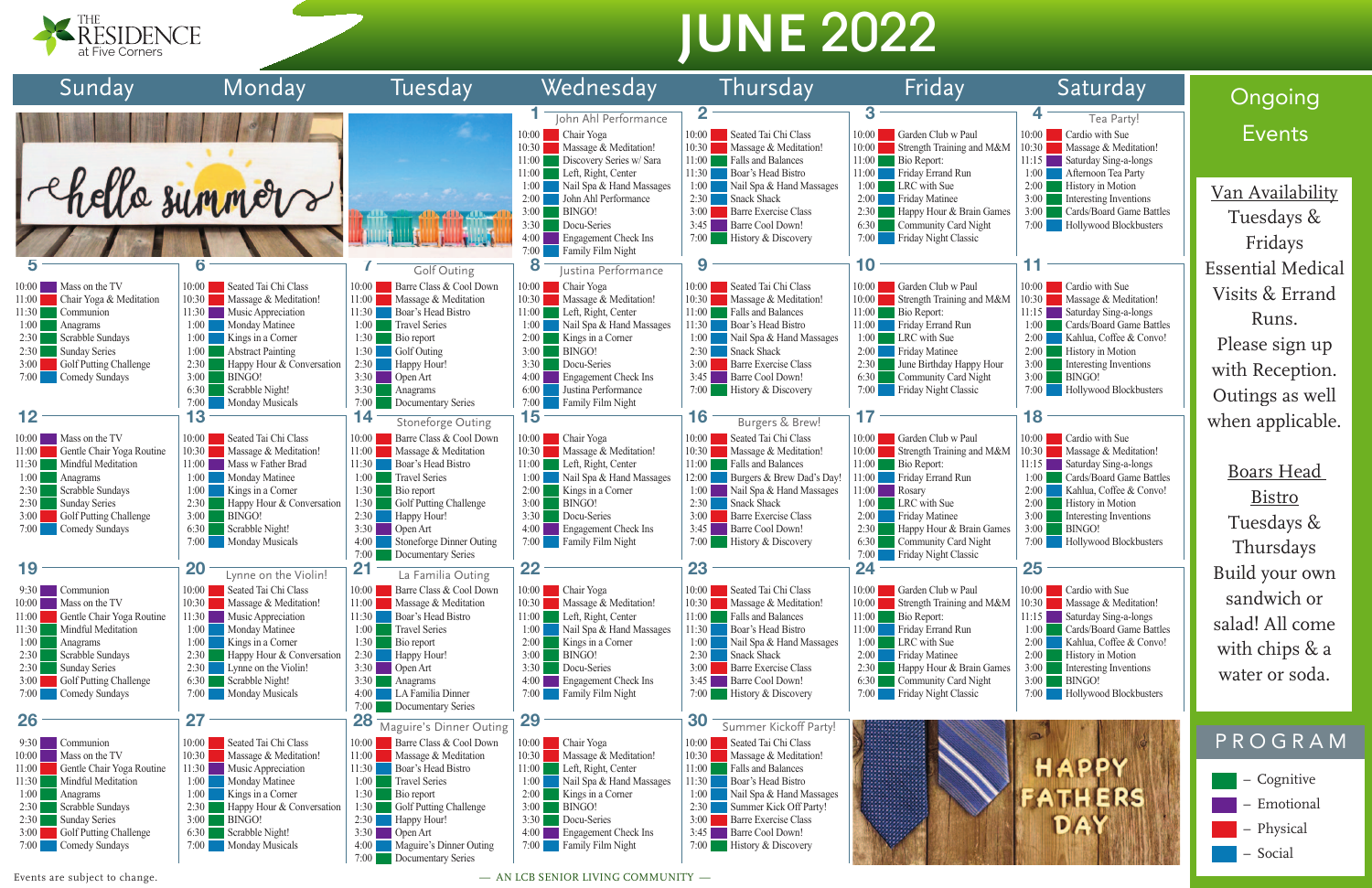# THE RESIDENCE at Five Corners

# JUNE 2022

| Sunday | Monday | Tuesday | Wednesday | Thursday | Friday | Saturday |
|---|---|---|---|---|---|---|
| hello summer | | | **1** John Ahl Performance<br>10:00 Chair Yoga<br>10:30 Massage & Meditation!<br>11:00 Discovery Series w/ Sara<br>11:00 Left, Right, Center<br>1:00 Nail Spa & Hand Massages<br>2:00 John Ahl Performance<br>3:00 BINGO!<br>3:30 Docu-Series<br>4:00 Engagement Check Ins<br>7:00 Family Film Night | **2**<br>10:00 Seated Tai Chi Class<br>10:30 Massage & Meditation!<br>11:00 Falls and Balances<br>11:30 Boar's Head Bistro<br>1:00 Nail Spa & Hand Massages<br>2:30 Snack Shack<br>3:00 Barre Exercise Class<br>3:45 Barre Cool Down!<br>7:00 History & Discovery | **3**<br>10:00 Garden Club w Paul<br>10:00 Strength Training and M&M<br>11:00 Bio Report:<br>11:00 Friday Errand Run<br>1:00 LRC with Sue<br>2:00 Friday Matinee<br>2:30 Happy Hour & Brain Games<br>6:30 Community Card Night<br>7:00 Friday Night Classic | **4** Tea Party!<br>10:00 Cardio with Sue<br>10:30 Massage & Meditation!<br>11:15 Saturday Sing-a-longs<br>1:00 Afternoon Tea Party<br>2:00 History in Motion<br>3:00 Interesting Inventions<br>3:00 Cards/Board Game Battles<br>7:00 Hollywood Blockbusters |
| **5**<br>10:00 Mass on the TV<br>11:00 Chair Yoga & Meditation<br>11:30 Communion<br>1:00 Anagrams<br>2:30 Scrabble Sundays<br>2:30 Sunday Series<br>3:00 Golf Putting Challenge<br>7:00 Comedy Sundays | **6**<br>10:00 Seated Tai Chi Class<br>10:30 Massage & Meditation!<br>11:30 Music Appreciation<br>1:00 Monday Matinee<br>1:00 Kings in a Corner<br>1:00 Abstract Painting<br>2:30 Happy Hour & Conversation<br>3:00 BINGO!<br>6:30 Scrabble Night!<br>7:00 Monday Musicals | **7** Golf Outing<br>10:00 Barre Class & Cool Down<br>11:00 Massage & Meditation<br>11:30 Boar's Head Bistro<br>1:00 Travel Series<br>1:30 Bio report<br>1:30 Golf Outing<br>2:30 Happy Hour!<br>3:30 Open Art<br>3:30 Anagrams<br>7:00 Documentary Series | **8** Justina Performance<br>10:00 Chair Yoga<br>10:30 Massage & Meditation!<br>11:00 Left, Right, Center<br>1:00 Nail Spa & Hand Massages<br>2:00 Kings in a Corner<br>3:00 BINGO!<br>3:30 Docu-Series<br>4:00 Engagement Check Ins<br>6:00 Justina Performance<br>7:00 Family Film Night | **9**<br>10:00 Seated Tai Chi Class<br>10:30 Massage & Meditation!<br>11:00 Falls and Balances<br>11:30 Boar's Head Bistro<br>1:00 Nail Spa & Hand Massages<br>2:30 Snack Shack<br>3:00 Barre Exercise Class<br>3:45 Barre Cool Down!<br>7:00 History & Discovery | **10**<br>10:00 Garden Club w Paul<br>10:00 Strength Training and M&M<br>11:00 Bio Report:<br>11:00 Friday Errand Run<br>1:00 LRC with Sue<br>2:00 Friday Matinee<br>2:30 June Birthday Happy Hour<br>6:30 Community Card Night<br>7:00 Friday Night Classic | **11**<br>10:00 Cardio with Sue<br>10:30 Massage & Meditation!<br>11:15 Saturday Sing-a-longs<br>1:00 Cards/Board Game Battles<br>2:00 Kahlua, Coffee & Convo!<br>2:00 History in Motion<br>3:00 Interesting Inventions<br>3:00 BINGO!<br>7:00 Hollywood Blockbusters |
| **12**<br>10:00 Mass on the TV<br>11:00 Gentle Chair Yoga Routine<br>11:30 Mindful Meditation<br>1:00 Anagrams<br>2:30 Scrabble Sundays<br>2:30 Sunday Series<br>3:00 Golf Putting Challenge<br>7:00 Comedy Sundays | **13**<br>10:00 Seated Tai Chi Class<br>10:30 Massage & Meditation!<br>11:00 Mass w Father Brad<br>1:00 Monday Matinee<br>1:00 Kings in a Corner<br>2:30 Happy Hour & Conversation<br>3:00 BINGO!<br>6:30 Scrabble Night!<br>7:00 Monday Musicals | **14** Stoneforge Outing<br>10:00 Barre Class & Cool Down<br>11:00 Massage & Meditation<br>11:30 Boar's Head Bistro<br>1:00 Travel Series<br>1:30 Bio report<br>1:30 Golf Putting Challenge<br>2:30 Happy Hour!<br>3:30 Open Art<br>4:00 Stoneforge Dinner Outing<br>7:00 Documentary Series | **15**<br>10:00 Chair Yoga<br>10:30 Massage & Meditation!<br>11:00 Left, Right, Center<br>1:00 Nail Spa & Hand Massages<br>2:00 Kings in a Corner<br>3:00 BINGO!<br>3:30 Docu-Series<br>4:00 Engagement Check Ins<br>7:00 Family Film Night | **16** Burgers & Brew!<br>10:00 Seated Tai Chi Class<br>10:30 Massage & Meditation!<br>11:00 Falls and Balances<br>12:00 Burgers & Brew Dad's Day!<br>1:00 Nail Spa & Hand Massages<br>2:30 Snack Shack<br>3:00 Barre Exercise Class<br>3:45 Barre Cool Down!<br>7:00 History & Discovery | **17**<br>10:00 Garden Club w Paul<br>10:00 Strength Training and M&M<br>11:00 Friday Errand Run<br>11:00 Rosary<br>1:00 LRC with Sue<br>2:00 Friday Matinee<br>2:30 Happy Hour & Brain Games<br>6:30 Community Card Night<br>7:00 Friday Night Classic | **18**<br>10:00 Cardio with Sue<br>10:30 Massage & Meditation!<br>11:15 Saturday Sing-a-longs<br>1:00 Cards/Board Game Battles<br>2:00 Kahlua, Coffee & Convo!<br>2:00 History in Motion<br>3:00 Interesting Inventions<br>3:00 BINGO!<br>7:00 Hollywood Blockbusters |
| **19**<br>9:30 Communion<br>10:00 Mass on the TV<br>11:00 Gentle Chair Yoga Routine<br>11:30 Mindful Meditation<br>1:00 Anagrams<br>2:30 Scrabble Sundays<br>2:30 Sunday Series<br>3:00 Golf Putting Challenge<br>7:00 Comedy Sundays | **20** Lynne on the Violin!<br>10:00 Seated Tai Chi Class<br>10:30 Massage & Meditation!<br>11:30 Music Appreciation<br>1:00 Monday Matinee<br>1:00 Kings in a Corner<br>2:30 Happy Hour & Conversation<br>2:30 Lynne on the Violin!<br>6:30 Scrabble Night!<br>7:00 Monday Musicals | **21** La Familia Outing<br>10:00 Barre Class & Cool Down<br>11:00 Massage & Meditation<br>11:30 Boar's Head Bistro<br>1:00 Travel Series<br>1:30 Bio report<br>2:30 Happy Hour!<br>3:30 Open Art<br>3:30 Anagrams<br>4:00 LA Familia Dinner<br>7:00 Documentary Series | **22**<br>10:00 Chair Yoga<br>10:30 Massage & Meditation!<br>11:00 Left, Right, Center<br>1:00 Nail Spa & Hand Massages<br>2:00 Kings in a Corner<br>3:00 BINGO!<br>3:30 Docu-Series<br>4:00 Engagement Check Ins<br>7:00 Family Film Night | **23**<br>10:00 Seated Tai Chi Class<br>10:30 Massage & Meditation!<br>11:00 Falls and Balances<br>11:30 Boar's Head Bistro<br>1:00 Nail Spa & Hand Massages<br>2:30 Snack Shack<br>3:00 Barre Exercise Class<br>3:45 Barre Cool Down!<br>7:00 History & Discovery | **24**<br>10:00 Garden Club w Paul<br>10:00 Strength Training and M&M<br>11:00 Bio Report:<br>11:00 Friday Errand Run<br>1:00 LRC with Sue<br>2:00 Friday Matinee<br>2:30 Happy Hour & Brain Games<br>6:30 Community Card Night<br>7:00 Friday Night Classic | **25**<br>10:00 Cardio with Sue<br>10:30 Massage & Meditation!<br>11:15 Saturday Sing-a-longs<br>1:00 Cards/Board Game Battles<br>2:00 Kahlua, Coffee & Convo!<br>2:00 History in Motion<br>3:00 Interesting Inventions<br>3:00 BINGO!<br>7:00 Hollywood Blockbusters |
| **26**<br>9:30 Communion<br>10:00 Mass on the TV<br>11:00 Gentle Chair Yoga Routine<br>11:30 Mindful Meditation<br>1:00 Anagrams<br>2:30 Scrabble Sundays<br>2:30 Sunday Series<br>3:00 Golf Putting Challenge<br>7:00 Comedy Sundays | **27**<br>10:00 Seated Tai Chi Class<br>10:30 Massage & Meditation!<br>11:30 Music Appreciation<br>1:00 Monday Matinee<br>1:00 Kings in a Corner<br>2:30 Happy Hour & Conversation<br>3:00 BINGO!<br>6:30 Scrabble Night!<br>7:00 Monday Musicals | **28** Maguire's Dinner Outing<br>10:00 Barre Class & Cool Down<br>11:00 Massage & Meditation<br>11:30 Boar's Head Bistro<br>1:00 Travel Series<br>1:30 Bio report<br>1:30 Golf Putting Challenge<br>2:30 Happy Hour!<br>3:30 Open Art<br>4:00 Maguire's Dinner Outing<br>7:00 Documentary Series | **29**<br>10:00 Chair Yoga<br>10:30 Massage & Meditation!<br>11:00 Left, Right, Center<br>1:00 Nail Spa & Hand Massages<br>2:00 Kings in a Corner<br>3:00 BINGO!<br>3:30 Docu-Series<br>4:00 Engagement Check Ins<br>7:00 Family Film Night | **30** Summer Kickoff Party!<br>10:00 Seated Tai Chi Class<br>10:30 Massage & Meditation!<br>11:00 Falls and Balances<br>11:30 Boar's Head Bistro<br>1:00 Nail Spa & Hand Massages<br>2:30 Summer Kick Off Party!<br>3:00 Barre Exercise Class<br>3:45 Barre Cool Down!<br>7:00 History & Discovery | HAPPY FATHERS DAY | |

## Ongoing Events

**Van Availability**
Tuesdays & Fridays
Essential Medical Visits & Errand Runs. Please sign up with Reception. Outings as well when applicable.

**Boars Head Bistro**
Tuesdays & Thursdays
Build your own sandwich or salad! All come with chips & a water or soda.

## PROGRAM

- Cognitive
- Emotional
- Physical
- Social

Events are subject to change.

— AN LCB SENIOR LIVING COMMUNITY —